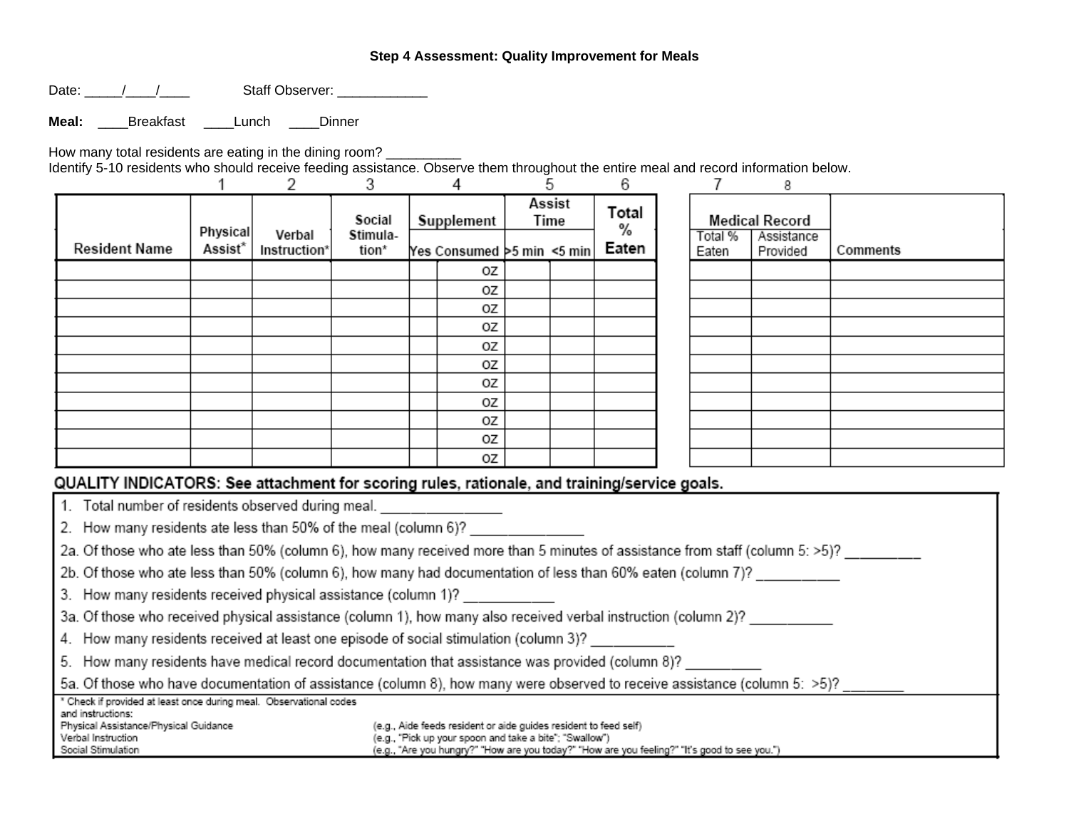# Step 4 Assessment: Quality Improvement for Meals

Date: _____/____/____ Staff Observer: ____________

**Meal:** ____Breakfast ____Lunch ____Dinner

How many total residents are eating in the dining room? __________

Identify 5-10 residents who should receive feeding assistance. Observe them throughout the entire meal and record information below.

| | 1 | 2 | 3 | 4 | | 5 | | 6 | 7 | 8 | |
|---|---|---|---|---|---|---|---|---|---|---|---|
| Resident Name | Physical Assist* | Verbal Instruction* | Social Stimulation* | Supplement | | Assist Time | | Total % Eaten | Medical Record | | Comments |
| | | | | Yes | Consumed | >5 min | <5 min | | Total % Eaten | Assistance Provided | |
| | | | | | oz | | | | | | |
| | | | | | oz | | | | | | |
| | | | | | oz | | | | | | |
| | | | | | oz | | | | | | |
| | | | | | oz | | | | | | |
| | | | | | oz | | | | | | |
| | | | | | oz | | | | | | |
| | | | | | oz | | | | | | |
| | | | | | oz | | | | | | |
| | | | | | oz | | | | | | |
| | | | | | oz | | | | | | |

**QUALITY INDICATORS: See attachment for scoring rules, rationale, and training/service goals.**

1. Total number of residents observed during meal. ________________
2. How many residents ate less than 50% of the meal (column 6)? _______________

2a. Of those who ate less than 50% (column 6), how many received more than 5 minutes of assistance from staff (column 5: >5)? __________

2b. Of those who ate less than 50% (column 6), how many had documentation of less than 60% eaten (column 7)? ___________

3. How many residents received physical assistance (column 1)? ____________

3a. Of those who received physical assistance (column 1), how many also received verbal instruction (column 2)? ___________

4. How many residents received at least one episode of social stimulation (column 3)? ___________
5. How many residents have medical record documentation that assistance was provided (column 8)? __________

5a. Of those who have documentation of assistance (column 8), how many were observed to receive assistance (column 5: >5)? ________

\* Check if provided at least once during meal. Observational codes and instructions:

| | |
|---|---|
| Physical Assistance/Physical Guidance | (e.g., Aide feeds resident or aide guides resident to feed self) |
| Verbal Instruction | (e.g., "Pick up your spoon and take a bite"; "Swallow") |
| Social Stimulation | (e.g., "Are you hungry?" "How are you today?" "How are you feeling?" "It's good to see you.") |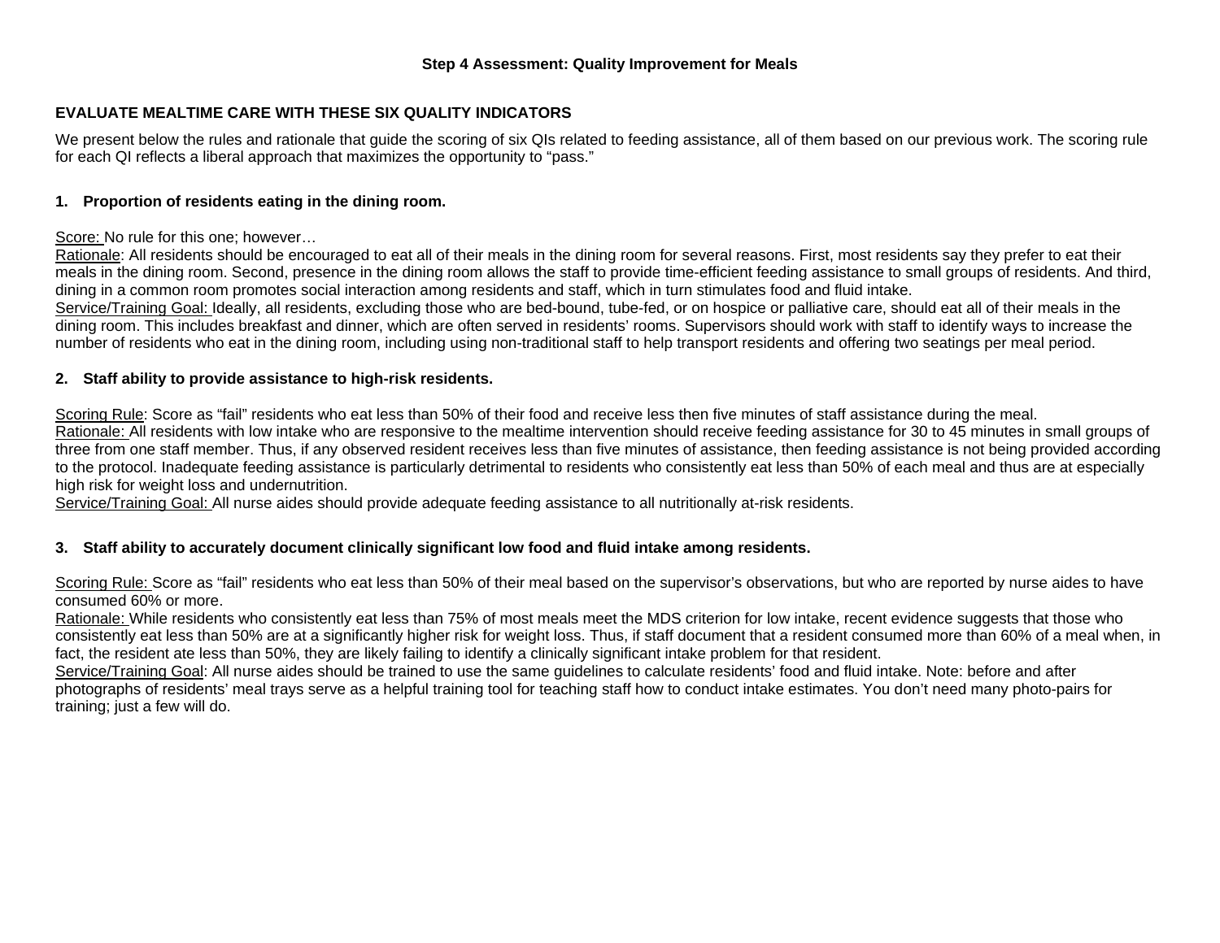**Step 4 Assessment: Quality Improvement for Meals**

## EVALUATE MEALTIME CARE WITH THESE SIX QUALITY INDICATORS

We present below the rules and rationale that guide the scoring of six QIs related to feeding assistance, all of them based on our previous work. The scoring rule for each QI reflects a liberal approach that maximizes the opportunity to "pass."

### 1. Proportion of residents eating in the dining room.

Score: No rule for this one; however…
Rationale: All residents should be encouraged to eat all of their meals in the dining room for several reasons. First, most residents say they prefer to eat their meals in the dining room. Second, presence in the dining room allows the staff to provide time-efficient feeding assistance to small groups of residents. And third, dining in a common room promotes social interaction among residents and staff, which in turn stimulates food and fluid intake.
Service/Training Goal: Ideally, all residents, excluding those who are bed-bound, tube-fed, or on hospice or palliative care, should eat all of their meals in the dining room. This includes breakfast and dinner, which are often served in residents' rooms. Supervisors should work with staff to identify ways to increase the number of residents who eat in the dining room, including using non-traditional staff to help transport residents and offering two seatings per meal period.

### 2. Staff ability to provide assistance to high-risk residents.

Scoring Rule: Score as "fail" residents who eat less than 50% of their food and receive less then five minutes of staff assistance during the meal.
Rationale: All residents with low intake who are responsive to the mealtime intervention should receive feeding assistance for 30 to 45 minutes in small groups of three from one staff member. Thus, if any observed resident receives less than five minutes of assistance, then feeding assistance is not being provided according to the protocol. Inadequate feeding assistance is particularly detrimental to residents who consistently eat less than 50% of each meal and thus are at especially high risk for weight loss and undernutrition.
Service/Training Goal: All nurse aides should provide adequate feeding assistance to all nutritionally at-risk residents.

### 3. Staff ability to accurately document clinically significant low food and fluid intake among residents.

Scoring Rule: Score as "fail" residents who eat less than 50% of their meal based on the supervisor's observations, but who are reported by nurse aides to have consumed 60% or more.
Rationale: While residents who consistently eat less than 75% of most meals meet the MDS criterion for low intake, recent evidence suggests that those who consistently eat less than 50% are at a significantly higher risk for weight loss. Thus, if staff document that a resident consumed more than 60% of a meal when, in fact, the resident ate less than 50%, they are likely failing to identify a clinically significant intake problem for that resident.
Service/Training Goal: All nurse aides should be trained to use the same guidelines to calculate residents' food and fluid intake. Note: before and after photographs of residents' meal trays serve as a helpful training tool for teaching staff how to conduct intake estimates. You don't need many photo-pairs for training; just a few will do.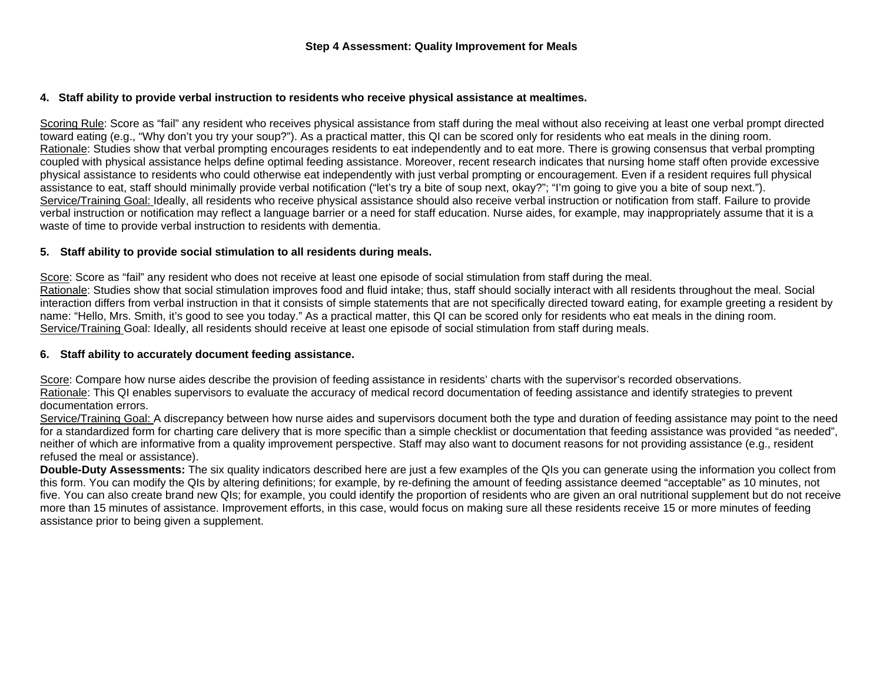**Step 4 Assessment: Quality Improvement for Meals**

**4. Staff ability to provide verbal instruction to residents who receive physical assistance at mealtimes.**

Scoring Rule: Score as "fail" any resident who receives physical assistance from staff during the meal without also receiving at least one verbal prompt directed toward eating (e.g., "Why don't you try your soup?"). As a practical matter, this QI can be scored only for residents who eat meals in the dining room.
Rationale: Studies show that verbal prompting encourages residents to eat independently and to eat more. There is growing consensus that verbal prompting coupled with physical assistance helps define optimal feeding assistance. Moreover, recent research indicates that nursing home staff often provide excessive physical assistance to residents who could otherwise eat independently with just verbal prompting or encouragement. Even if a resident requires full physical assistance to eat, staff should minimally provide verbal notification ("let's try a bite of soup next, okay?"; "I'm going to give you a bite of soup next.").
Service/Training Goal: Ideally, all residents who receive physical assistance should also receive verbal instruction or notification from staff. Failure to provide verbal instruction or notification may reflect a language barrier or a need for staff education. Nurse aides, for example, may inappropriately assume that it is a waste of time to provide verbal instruction to residents with dementia.

**5. Staff ability to provide social stimulation to all residents during meals.**

Score: Score as "fail" any resident who does not receive at least one episode of social stimulation from staff during the meal.
Rationale: Studies show that social stimulation improves food and fluid intake; thus, staff should socially interact with all residents throughout the meal. Social interaction differs from verbal instruction in that it consists of simple statements that are not specifically directed toward eating, for example greeting a resident by name: "Hello, Mrs. Smith, it's good to see you today." As a practical matter, this QI can be scored only for residents who eat meals in the dining room.
Service/Training Goal: Ideally, all residents should receive at least one episode of social stimulation from staff during meals.

**6. Staff ability to accurately document feeding assistance.**

Score: Compare how nurse aides describe the provision of feeding assistance in residents' charts with the supervisor's recorded observations.
Rationale: This QI enables supervisors to evaluate the accuracy of medical record documentation of feeding assistance and identify strategies to prevent documentation errors.
Service/Training Goal: A discrepancy between how nurse aides and supervisors document both the type and duration of feeding assistance may point to the need for a standardized form for charting care delivery that is more specific than a simple checklist or documentation that feeding assistance was provided "as needed", neither of which are informative from a quality improvement perspective. Staff may also want to document reasons for not providing assistance (e.g., resident refused the meal or assistance).
**Double-Duty Assessments:** The six quality indicators described here are just a few examples of the QIs you can generate using the information you collect from this form. You can modify the QIs by altering definitions; for example, by re-defining the amount of feeding assistance deemed "acceptable" as 10 minutes, not five. You can also create brand new QIs; for example, you could identify the proportion of residents who are given an oral nutritional supplement but do not receive more than 15 minutes of assistance. Improvement efforts, in this case, would focus on making sure all these residents receive 15 or more minutes of feeding assistance prior to being given a supplement.